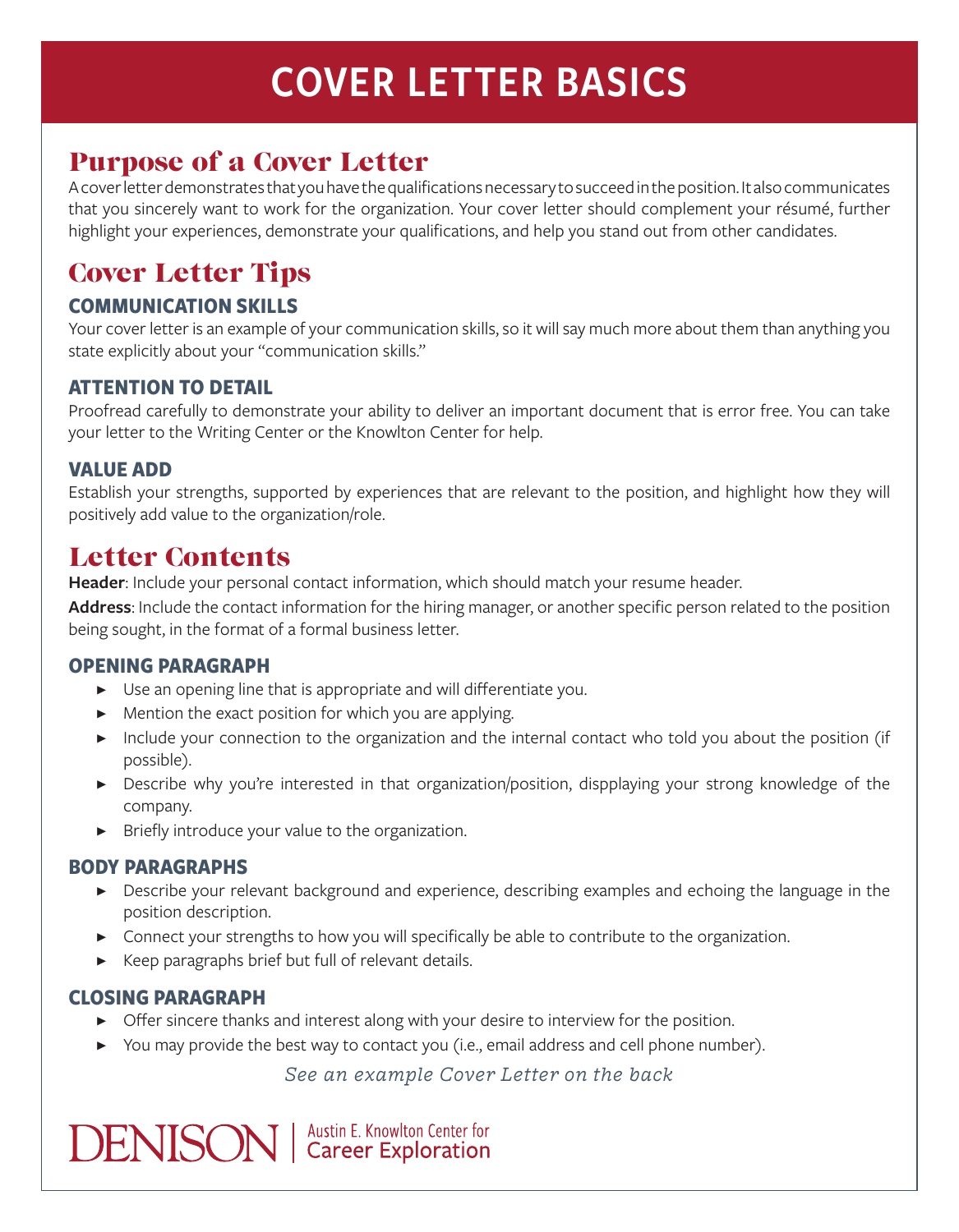# COVER LETTER BASICS

## Purpose of a Cover Letter

A cover letter demonstrates that you have the qualifications necessary to succeed in the position. It also communicates that you sincerely want to work for the organization. Your cover letter should complement your résumé, further highlight your experiences, demonstrate your qualifications, and help you stand out from other candidates.

## Cover Letter Tips

### COMMUNICATION SKILLS

Your cover letter is an example of your communication skills, so it will say much more about them than anything you state explicitly about your "communication skills."

### ATTENTION TO DETAIL

Proofread carefully to demonstrate your ability to deliver an important document that is error free. You can take your letter to the Writing Center or the Knowlton Center for help.

### VALUE ADD

Establish your strengths, supported by experiences that are relevant to the position, and highlight how they will positively add value to the organization/role.

## Letter Contents

**Header**: Include your personal contact information, which should match your resume header.

**Address**: Include the contact information for the hiring manager, or another specific person related to the position being sought, in the format of a formal business letter.

### OPENING PARAGRAPH

- Use an opening line that is appropriate and will differentiate you.
- Mention the exact position for which you are applying.
- Include your connection to the organization and the internal contact who told you about the position (if possible).
- Describe why you're interested in that organization/position, dispplaying your strong knowledge of the company.
- Briefly introduce your value to the organization.

### BODY PARAGRAPHS

- Describe your relevant background and experience, describing examples and echoing the language in the position description.
- Connect your strengths to how you will specifically be able to contribute to the organization.
- Keep paragraphs brief but full of relevant details.

### CLOSING PARAGRAPH

- Offer sincere thanks and interest along with your desire to interview for the position.
- You may provide the best way to contact you (i.e., email address and cell phone number).

*See an example Cover Letter on the back*

DENISON | Austin E. Knowlton Center for Career Exploration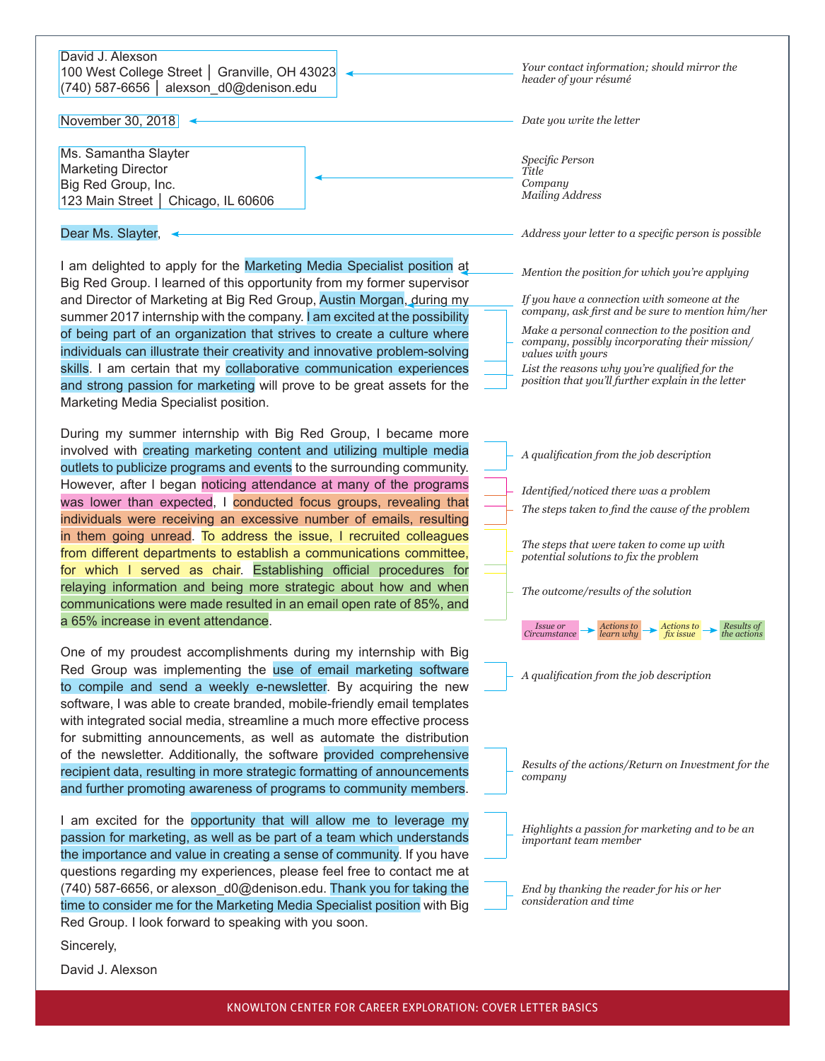David J. Alexson
100 West College Street │ Granville, OH 43023
(740) 587-6656 │ alexson_d0@denison.edu

*Your contact information; should mirror the header of your résumé*

November 30, 2018

*Date you write the letter*

Ms. Samantha Slayter
Marketing Director
Big Red Group, Inc.
123 Main Street │ Chicago, IL 60606

*Specific Person*
*Title*
*Company*
*Mailing Address*

Dear Ms. Slayter,

*Address your letter to a specific person is possible*

I am delighted to apply for the Marketing Media Specialist position at Big Red Group. I learned of this opportunity from my former supervisor and Director of Marketing at Big Red Group, Austin Morgan, during my summer 2017 internship with the company. I am excited at the possibility of being part of an organization that strives to create a culture where individuals can illustrate their creativity and innovative problem-solving skills. I am certain that my collaborative communication experiences and strong passion for marketing will prove to be great assets for the Marketing Media Specialist position.

*Mention the position for which you're applying*

*If you have a connection with someone at the company, ask first and be sure to mention him/her*

*Make a personal connection to the position and company, possibly incorporating their mission/values with yours*

*List the reasons why you're qualified for the position that you'll further explain in the letter*

During my summer internship with Big Red Group, I became more involved with creating marketing content and utilizing multiple media outlets to publicize programs and events to the surrounding community. However, after I began noticing attendance at many of the programs was lower than expected, I conducted focus groups, revealing that individuals were receiving an excessive number of emails, resulting in them going unread. To address the issue, I recruited colleagues from different departments to establish a communications committee, for which I served as chair. Establishing official procedures for relaying information and being more strategic about how and when communications were made resulted in an email open rate of 85%, and a 65% increase in event attendance.

*A qualification from the job description*

*Identified/noticed there was a problem*

*The steps taken to find the cause of the problem*

*The steps that were taken to come up with potential solutions to fix the problem*

*The outcome/results of the solution*

Issue or Circumstance → Actions to learn why → Actions to fix issue → Results of the actions

One of my proudest accomplishments during my internship with Big Red Group was implementing the use of email marketing software to compile and send a weekly e-newsletter. By acquiring the new software, I was able to create branded, mobile-friendly email templates with integrated social media, streamline a much more effective process for submitting announcements, as well as automate the distribution of the newsletter. Additionally, the software provided comprehensive recipient data, resulting in more strategic formatting of announcements and further promoting awareness of programs to community members.

*A qualification from the job description*

*Results of the actions/Return on Investment for the company*

I am excited for the opportunity that will allow me to leverage my passion for marketing, as well as be part of a team which understands the importance and value in creating a sense of community. If you have questions regarding my experiences, please feel free to contact me at (740) 587-6656, or alexson_d0@denison.edu. Thank you for taking the time to consider me for the Marketing Media Specialist position with Big Red Group. I look forward to speaking with you soon.

*Highlights a passion for marketing and to be an important team member*

*End by thanking the reader for his or her consideration and time*

Sincerely,

David J. Alexson

KNOWLTON CENTER FOR CAREER EXPLORATION: COVER LETTER BASICS